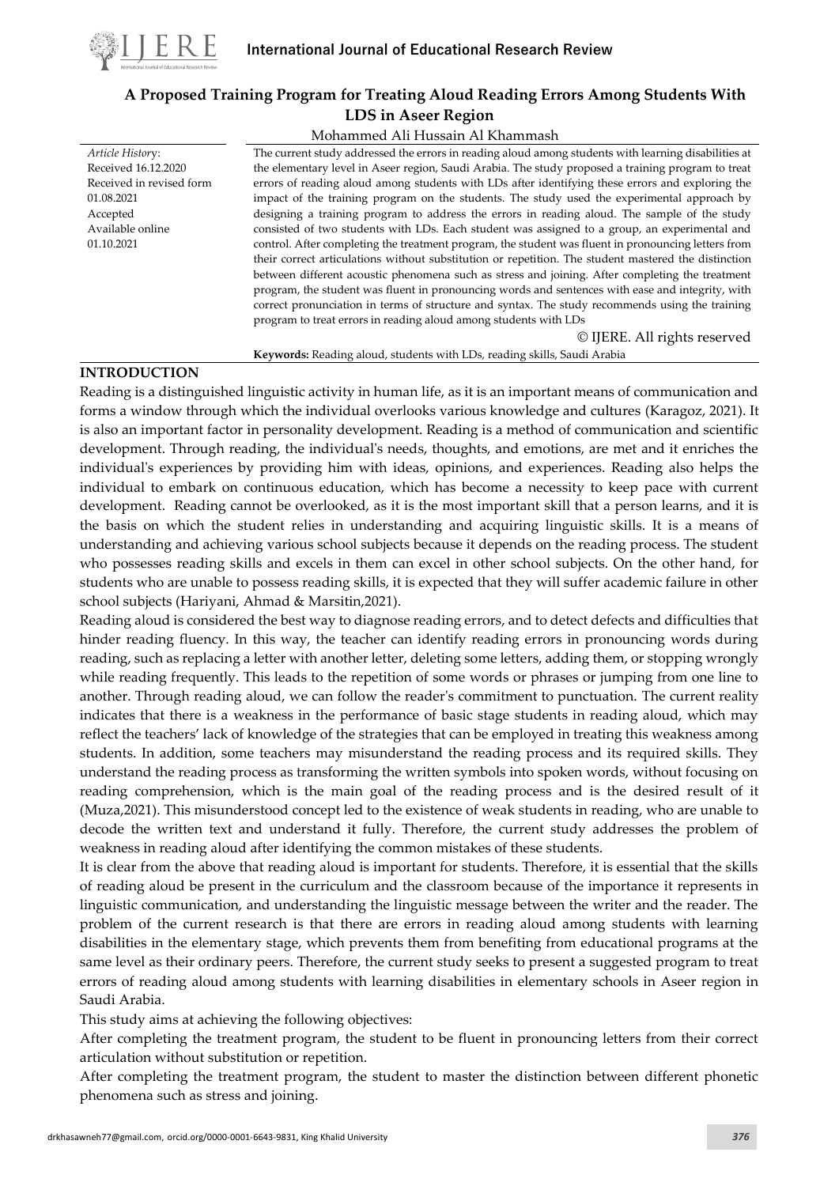# A Proposed Training Program for Treating Aloud Reading Errors Among Students With LDS in Aseer Region

Mohammed Ali Hussain Al Khammash

*Article History*:
Received 16.12.2020
Received in revised form 01.08.2021
Accepted
Available online 01.10.2021

The current study addressed the errors in reading aloud among students with learning disabilities at the elementary level in Aseer region, Saudi Arabia. The study proposed a training program to treat errors of reading aloud among students with LDs after identifying these errors and exploring the impact of the training program on the students. The study used the experimental approach by designing a training program to address the errors in reading aloud. The sample of the study consisted of two students with LDs. Each student was assigned to a group, an experimental and control. After completing the treatment program, the student was fluent in pronouncing letters from their correct articulations without substitution or repetition. The student mastered the distinction between different acoustic phenomena such as stress and joining. After completing the treatment program, the student was fluent in pronouncing words and sentences with ease and integrity, with correct pronunciation in terms of structure and syntax. The study recommends using the training program to treat errors in reading aloud among students with LDs

© IJERE. All rights reserved

**Keywords:** Reading aloud, students with LDs, reading skills, Saudi Arabia

## INTRODUCTION

Reading is a distinguished linguistic activity in human life, as it is an important means of communication and forms a window through which the individual overlooks various knowledge and cultures (Karagoz, 2021). It is also an important factor in personality development. Reading is a method of communication and scientific development. Through reading, the individual's needs, thoughts, and emotions, are met and it enriches the individual's experiences by providing him with ideas, opinions, and experiences. Reading also helps the individual to embark on continuous education, which has become a necessity to keep pace with current development. Reading cannot be overlooked, as it is the most important skill that a person learns, and it is the basis on which the student relies in understanding and acquiring linguistic skills. It is a means of understanding and achieving various school subjects because it depends on the reading process. The student who possesses reading skills and excels in them can excel in other school subjects. On the other hand, for students who are unable to possess reading skills, it is expected that they will suffer academic failure in other school subjects (Hariyani, Ahmad & Marsitin,2021).

Reading aloud is considered the best way to diagnose reading errors, and to detect defects and difficulties that hinder reading fluency. In this way, the teacher can identify reading errors in pronouncing words during reading, such as replacing a letter with another letter, deleting some letters, adding them, or stopping wrongly while reading frequently. This leads to the repetition of some words or phrases or jumping from one line to another. Through reading aloud, we can follow the reader's commitment to punctuation. The current reality indicates that there is a weakness in the performance of basic stage students in reading aloud, which may reflect the teachers' lack of knowledge of the strategies that can be employed in treating this weakness among students. In addition, some teachers may misunderstand the reading process and its required skills. They understand the reading process as transforming the written symbols into spoken words, without focusing on reading comprehension, which is the main goal of the reading process and is the desired result of it (Muza,2021). This misunderstood concept led to the existence of weak students in reading, who are unable to decode the written text and understand it fully. Therefore, the current study addresses the problem of weakness in reading aloud after identifying the common mistakes of these students.

It is clear from the above that reading aloud is important for students. Therefore, it is essential that the skills of reading aloud be present in the curriculum and the classroom because of the importance it represents in linguistic communication, and understanding the linguistic message between the writer and the reader. The problem of the current research is that there are errors in reading aloud among students with learning disabilities in the elementary stage, which prevents them from benefiting from educational programs at the same level as their ordinary peers. Therefore, the current study seeks to present a suggested program to treat errors of reading aloud among students with learning disabilities in elementary schools in Aseer region in Saudi Arabia.

This study aims at achieving the following objectives:

After completing the treatment program, the student to be fluent in pronouncing letters from their correct articulation without substitution or repetition.

After completing the treatment program, the student to master the distinction between different phonetic phenomena such as stress and joining.

drkhasawneh77@gmail.com, orcid.org/0000-0001-6643-9831, King Khalid University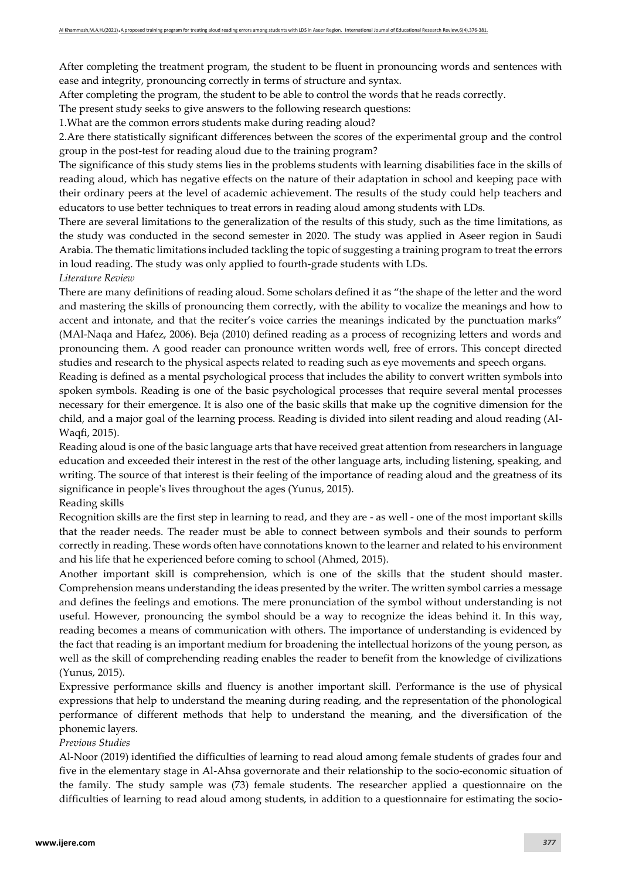After completing the treatment program, the student to be fluent in pronouncing words and sentences with ease and integrity, pronouncing correctly in terms of structure and syntax.

After completing the program, the student to be able to control the words that he reads correctly.

The present study seeks to give answers to the following research questions:

1.What are the common errors students make during reading aloud?

2.Are there statistically significant differences between the scores of the experimental group and the control group in the post-test for reading aloud due to the training program?

The significance of this study stems lies in the problems students with learning disabilities face in the skills of reading aloud, which has negative effects on the nature of their adaptation in school and keeping pace with their ordinary peers at the level of academic achievement. The results of the study could help teachers and educators to use better techniques to treat errors in reading aloud among students with LDs.

There are several limitations to the generalization of the results of this study, such as the time limitations, as the study was conducted in the second semester in 2020. The study was applied in Aseer region in Saudi Arabia. The thematic limitations included tackling the topic of suggesting a training program to treat the errors in loud reading. The study was only applied to fourth-grade students with LDs.

*Literature Review*

There are many definitions of reading aloud. Some scholars defined it as "the shape of the letter and the word and mastering the skills of pronouncing them correctly, with the ability to vocalize the meanings and how to accent and intonate, and that the reciter's voice carries the meanings indicated by the punctuation marks" (MAl-Naqa and Hafez, 2006). Beja (2010) defined reading as a process of recognizing letters and words and pronouncing them. A good reader can pronounce written words well, free of errors. This concept directed studies and research to the physical aspects related to reading such as eye movements and speech organs.

Reading is defined as a mental psychological process that includes the ability to convert written symbols into spoken symbols. Reading is one of the basic psychological processes that require several mental processes necessary for their emergence. It is also one of the basic skills that make up the cognitive dimension for the child, and a major goal of the learning process. Reading is divided into silent reading and aloud reading (Al-Waqfi, 2015).

Reading aloud is one of the basic language arts that have received great attention from researchers in language education and exceeded their interest in the rest of the other language arts, including listening, speaking, and writing. The source of that interest is their feeling of the importance of reading aloud and the greatness of its significance in people's lives throughout the ages (Yunus, 2015).

Reading skills

Recognition skills are the first step in learning to read, and they are - as well - one of the most important skills that the reader needs. The reader must be able to connect between symbols and their sounds to perform correctly in reading. These words often have connotations known to the learner and related to his environment and his life that he experienced before coming to school (Ahmed, 2015).

Another important skill is comprehension, which is one of the skills that the student should master. Comprehension means understanding the ideas presented by the writer. The written symbol carries a message and defines the feelings and emotions. The mere pronunciation of the symbol without understanding is not useful. However, pronouncing the symbol should be a way to recognize the ideas behind it. In this way, reading becomes a means of communication with others. The importance of understanding is evidenced by the fact that reading is an important medium for broadening the intellectual horizons of the young person, as well as the skill of comprehending reading enables the reader to benefit from the knowledge of civilizations (Yunus, 2015).

Expressive performance skills and fluency is another important skill. Performance is the use of physical expressions that help to understand the meaning during reading, and the representation of the phonological performance of different methods that help to understand the meaning, and the diversification of the phonemic layers.

*Previous Studies*

Al-Noor (2019) identified the difficulties of learning to read aloud among female students of grades four and five in the elementary stage in Al-Ahsa governorate and their relationship to the socio-economic situation of the family. The study sample was (73) female students. The researcher applied a questionnaire on the difficulties of learning to read aloud among students, in addition to a questionnaire for estimating the socio-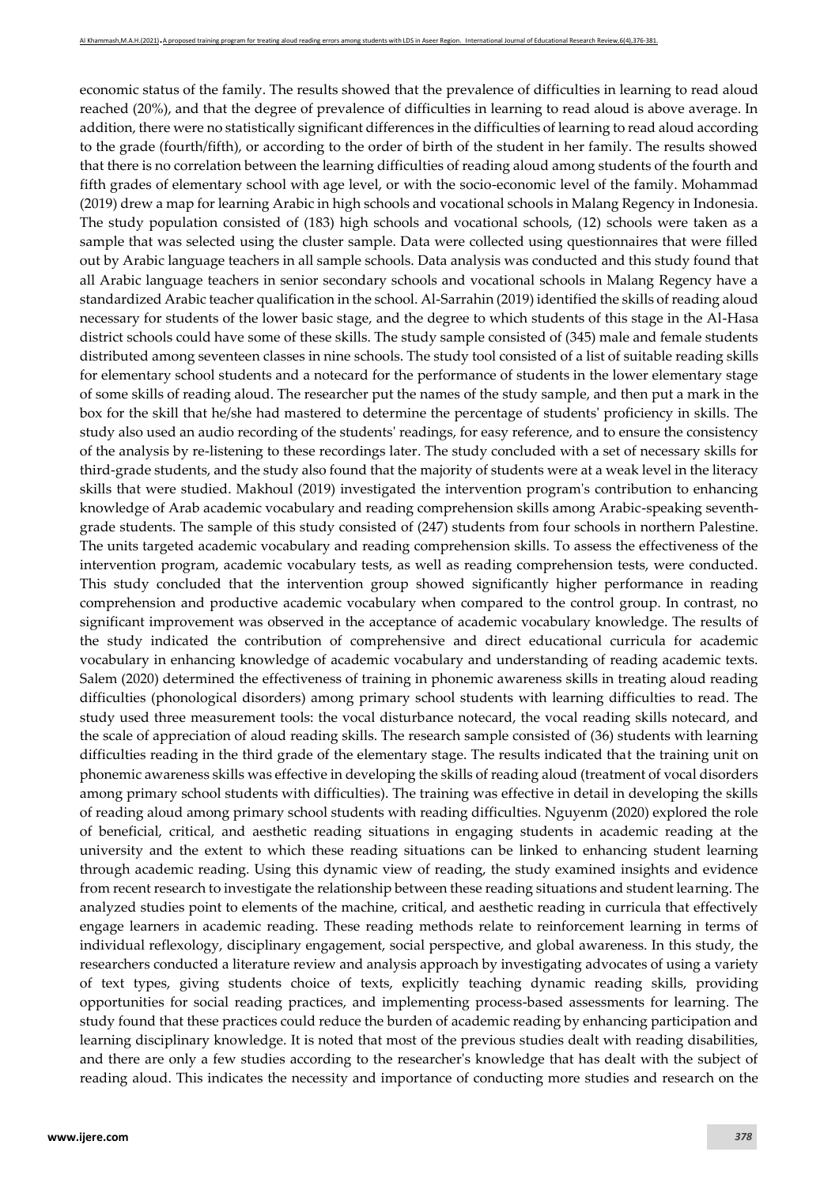economic status of the family. The results showed that the prevalence of difficulties in learning to read aloud reached (20%), and that the degree of prevalence of difficulties in learning to read aloud is above average. In addition, there were no statistically significant differences in the difficulties of learning to read aloud according to the grade (fourth/fifth), or according to the order of birth of the student in her family. The results showed that there is no correlation between the learning difficulties of reading aloud among students of the fourth and fifth grades of elementary school with age level, or with the socio-economic level of the family. Mohammad (2019) drew a map for learning Arabic in high schools and vocational schools in Malang Regency in Indonesia. The study population consisted of (183) high schools and vocational schools, (12) schools were taken as a sample that was selected using the cluster sample. Data were collected using questionnaires that were filled out by Arabic language teachers in all sample schools. Data analysis was conducted and this study found that all Arabic language teachers in senior secondary schools and vocational schools in Malang Regency have a standardized Arabic teacher qualification in the school. Al-Sarrahin (2019) identified the skills of reading aloud necessary for students of the lower basic stage, and the degree to which students of this stage in the Al-Hasa district schools could have some of these skills. The study sample consisted of (345) male and female students distributed among seventeen classes in nine schools. The study tool consisted of a list of suitable reading skills for elementary school students and a notecard for the performance of students in the lower elementary stage of some skills of reading aloud. The researcher put the names of the study sample, and then put a mark in the box for the skill that he/she had mastered to determine the percentage of students' proficiency in skills. The study also used an audio recording of the students' readings, for easy reference, and to ensure the consistency of the analysis by re-listening to these recordings later. The study concluded with a set of necessary skills for third-grade students, and the study also found that the majority of students were at a weak level in the literacy skills that were studied. Makhoul (2019) investigated the intervention program's contribution to enhancing knowledge of Arab academic vocabulary and reading comprehension skills among Arabic-speaking seventh-grade students. The sample of this study consisted of (247) students from four schools in northern Palestine. The units targeted academic vocabulary and reading comprehension skills. To assess the effectiveness of the intervention program, academic vocabulary tests, as well as reading comprehension tests, were conducted. This study concluded that the intervention group showed significantly higher performance in reading comprehension and productive academic vocabulary when compared to the control group. In contrast, no significant improvement was observed in the acceptance of academic vocabulary knowledge. The results of the study indicated the contribution of comprehensive and direct educational curricula for academic vocabulary in enhancing knowledge of academic vocabulary and understanding of reading academic texts. Salem (2020) determined the effectiveness of training in phonemic awareness skills in treating aloud reading difficulties (phonological disorders) among primary school students with learning difficulties to read. The study used three measurement tools: the vocal disturbance notecard, the vocal reading skills notecard, and the scale of appreciation of aloud reading skills. The research sample consisted of (36) students with learning difficulties reading in the third grade of the elementary stage. The results indicated that the training unit on phonemic awareness skills was effective in developing the skills of reading aloud (treatment of vocal disorders among primary school students with difficulties). The training was effective in detail in developing the skills of reading aloud among primary school students with reading difficulties. Nguyenm (2020) explored the role of beneficial, critical, and aesthetic reading situations in engaging students in academic reading at the university and the extent to which these reading situations can be linked to enhancing student learning through academic reading. Using this dynamic view of reading, the study examined insights and evidence from recent research to investigate the relationship between these reading situations and student learning. The analyzed studies point to elements of the machine, critical, and aesthetic reading in curricula that effectively engage learners in academic reading. These reading methods relate to reinforcement learning in terms of individual reflexology, disciplinary engagement, social perspective, and global awareness. In this study, the researchers conducted a literature review and analysis approach by investigating advocates of using a variety of text types, giving students choice of texts, explicitly teaching dynamic reading skills, providing opportunities for social reading practices, and implementing process-based assessments for learning. The study found that these practices could reduce the burden of academic reading by enhancing participation and learning disciplinary knowledge. It is noted that most of the previous studies dealt with reading disabilities, and there are only a few studies according to the researcher's knowledge that has dealt with the subject of reading aloud. This indicates the necessity and importance of conducting more studies and research on the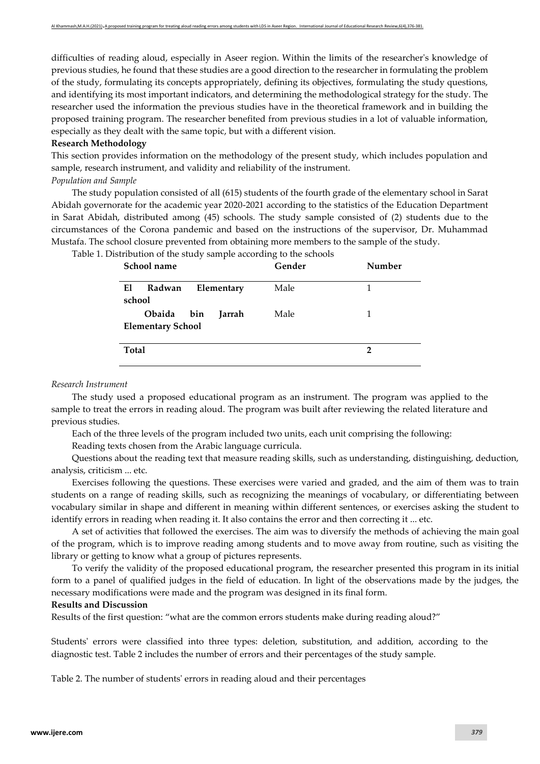difficulties of reading aloud, especially in Aseer region. Within the limits of the researcher's knowledge of previous studies, he found that these studies are a good direction to the researcher in formulating the problem of the study, formulating its concepts appropriately, defining its objectives, formulating the study questions, and identifying its most important indicators, and determining the methodological strategy for the study. The researcher used the information the previous studies have in the theoretical framework and in building the proposed training program. The researcher benefited from previous studies in a lot of valuable information, especially as they dealt with the same topic, but with a different vision.

**Research Methodology**

This section provides information on the methodology of the present study, which includes population and sample, research instrument, and validity and reliability of the instrument.

*Population and Sample*

The study population consisted of all (615) students of the fourth grade of the elementary school in Sarat Abidah governorate for the academic year 2020-2021 according to the statistics of the Education Department in Sarat Abidah, distributed among (45) schools. The study sample consisted of (2) students due to the circumstances of the Corona pandemic and based on the instructions of the supervisor, Dr. Muhammad Mustafa. The school closure prevented from obtaining more members to the sample of the study.

Table 1. Distribution of the study sample according to the schools

| School name | Gender | Number |
|---|---|---|
| **El Radwan Elementary school** | Male | 1 |
| **Obaida bin Jarrah Elementary School** | Male | 1 |
| **Total** | | **2** |

*Research Instrument*

The study used a proposed educational program as an instrument. The program was applied to the sample to treat the errors in reading aloud. The program was built after reviewing the related literature and previous studies.

Each of the three levels of the program included two units, each unit comprising the following:

Reading texts chosen from the Arabic language curricula.

Questions about the reading text that measure reading skills, such as understanding, distinguishing, deduction, analysis, criticism ... etc.

Exercises following the questions. These exercises were varied and graded, and the aim of them was to train students on a range of reading skills, such as recognizing the meanings of vocabulary, or differentiating between vocabulary similar in shape and different in meaning within different sentences, or exercises asking the student to identify errors in reading when reading it. It also contains the error and then correcting it ... etc.

A set of activities that followed the exercises. The aim was to diversify the methods of achieving the main goal of the program, which is to improve reading among students and to move away from routine, such as visiting the library or getting to know what a group of pictures represents.

To verify the validity of the proposed educational program, the researcher presented this program in its initial form to a panel of qualified judges in the field of education. In light of the observations made by the judges, the necessary modifications were made and the program was designed in its final form.

**Results and Discussion**

Results of the first question: "what are the common errors students make during reading aloud?"

Students' errors were classified into three types: deletion, substitution, and addition, according to the diagnostic test. Table 2 includes the number of errors and their percentages of the study sample.

Table 2. The number of students' errors in reading aloud and their percentages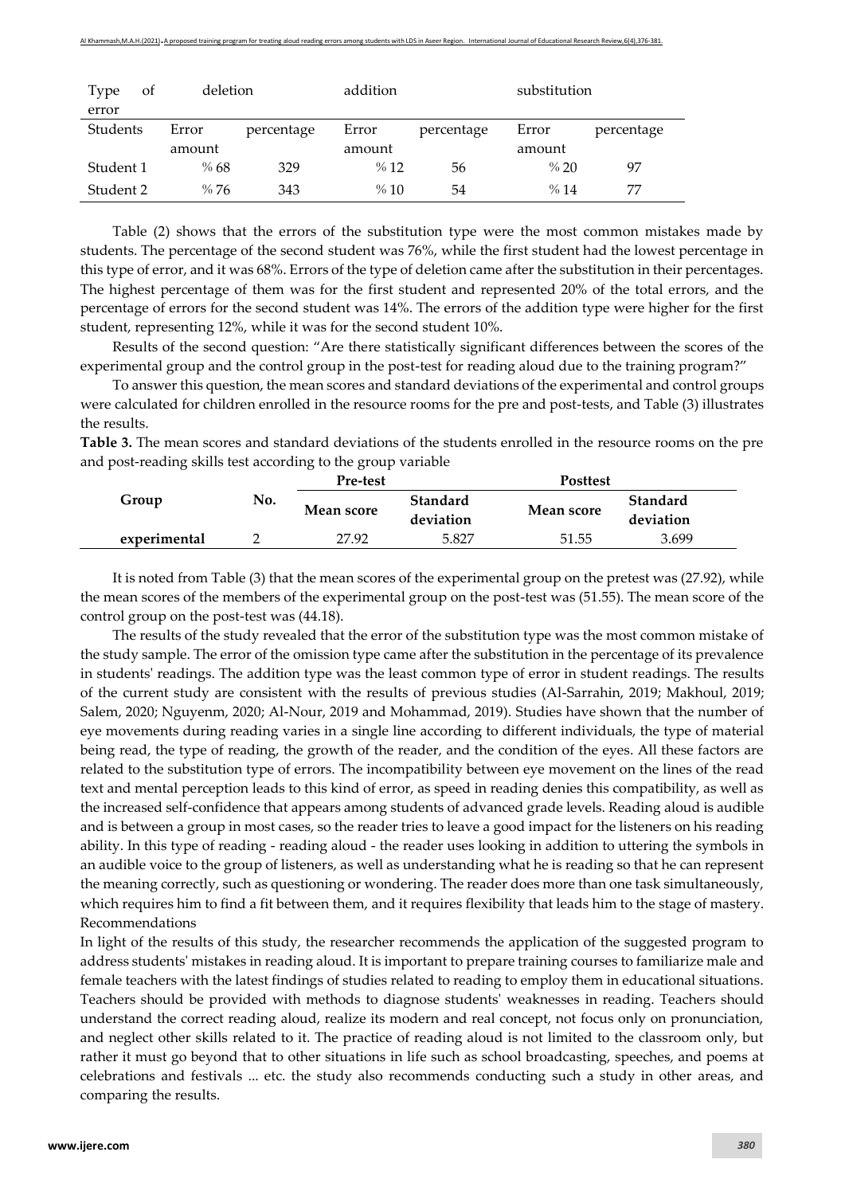| Type of error | deletion | | addition | | substitution | |
|---|---|---|---|---|---|---|
| Students | Error amount | percentage | Error amount | percentage | Error amount | percentage |
| Student 1 | % 68 | 329 | % 12 | 56 | % 20 | 97 |
| Student 2 | % 76 | 343 | % 10 | 54 | % 14 | 77 |

Table (2) shows that the errors of the substitution type were the most common mistakes made by students. The percentage of the second student was 76%, while the first student had the lowest percentage in this type of error, and it was 68%. Errors of the type of deletion came after the substitution in their percentages. The highest percentage of them was for the first student and represented 20% of the total errors, and the percentage of errors for the second student was 14%. The errors of the addition type were higher for the first student, representing 12%, while it was for the second student 10%.

Results of the second question: "Are there statistically significant differences between the scores of the experimental group and the control group in the post-test for reading aloud due to the training program?"

To answer this question, the mean scores and standard deviations of the experimental and control groups were calculated for children enrolled in the resource rooms for the pre and post-tests, and Table (3) illustrates the results.

**Table 3.** The mean scores and standard deviations of the students enrolled in the resource rooms on the pre and post-reading skills test according to the group variable

| Group | No. | Pre-test | | Posttest | |
|---|---|---|---|---|---|
| | | Mean score | Standard deviation | Mean score | Standard deviation |
| experimental | 2 | 27.92 | 5.827 | 51.55 | 3.699 |

It is noted from Table (3) that the mean scores of the experimental group on the pretest was (27.92), while the mean scores of the members of the experimental group on the post-test was (51.55). The mean score of the control group on the post-test was (44.18).

The results of the study revealed that the error of the substitution type was the most common mistake of the study sample. The error of the omission type came after the substitution in the percentage of its prevalence in students' readings. The addition type was the least common type of error in student readings. The results of the current study are consistent with the results of previous studies (Al-Sarrahin, 2019; Makhoul, 2019; Salem, 2020; Nguyenm, 2020; Al-Nour, 2019 and Mohammad, 2019). Studies have shown that the number of eye movements during reading varies in a single line according to different individuals, the type of material being read, the type of reading, the growth of the reader, and the condition of the eyes. All these factors are related to the substitution type of errors. The incompatibility between eye movement on the lines of the read text and mental perception leads to this kind of error, as speed in reading denies this compatibility, as well as the increased self-confidence that appears among students of advanced grade levels. Reading aloud is audible and is between a group in most cases, so the reader tries to leave a good impact for the listeners on his reading ability. In this type of reading - reading aloud - the reader uses looking in addition to uttering the symbols in an audible voice to the group of listeners, as well as understanding what he is reading so that he can represent the meaning correctly, such as questioning or wondering. The reader does more than one task simultaneously, which requires him to find a fit between them, and it requires flexibility that leads him to the stage of mastery.

Recommendations

In light of the results of this study, the researcher recommends the application of the suggested program to address students' mistakes in reading aloud. It is important to prepare training courses to familiarize male and female teachers with the latest findings of studies related to reading to employ them in educational situations. Teachers should be provided with methods to diagnose students' weaknesses in reading. Teachers should understand the correct reading aloud, realize its modern and real concept, not focus only on pronunciation, and neglect other skills related to it. The practice of reading aloud is not limited to the classroom only, but rather it must go beyond that to other situations in life such as school broadcasting, speeches, and poems at celebrations and festivals ... etc. the study also recommends conducting such a study in other areas, and comparing the results.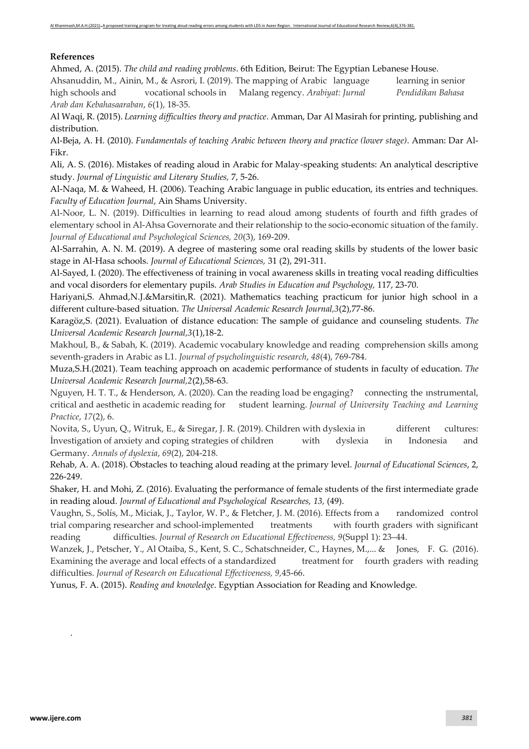## References

Ahmed, A. (2015). *The child and reading problems*. 6th Edition, Beirut: The Egyptian Lebanese House.

Ahsanuddin, M., Ainin, M., & Asrori, I. (2019). The mapping of Arabic language learning in senior high schools and vocational schools in Malang regency. *Arabiyat: Jurnal Pendidikan Bahasa Arab dan Kebahasaaraban*, *6*(1), 18-35.

Al Waqi, R. (2015). *Learning difficulties theory and practice*. Amman, Dar Al Masirah for printing, publishing and distribution.

Al-Beja, A. H. (2010). *Fundamentals of teaching Arabic between theory and practice (lower stage)*. Amman: Dar Al-Fikr.

Ali, A. S. (2016). Mistakes of reading aloud in Arabic for Malay-speaking students: An analytical descriptive study. *Journal of Linguistic and Literary Studies,* 7, 5-26.

Al-Naqa, M. & Waheed, H. (2006). Teaching Arabic language in public education, its entries and techniques. *Faculty of Education Journal*, Ain Shams University.

Al-Noor, L. N. (2019). Difficulties in learning to read aloud among students of fourth and fifth grades of elementary school in Al-Ahsa Governorate and their relationship to the socio-economic situation of the family. *Journal of Educational and Psychological Sciences, 20*(3), 169-209.

Al-Sarrahin, A. N. M. (2019). A degree of mastering some oral reading skills by students of the lower basic stage in Al-Hasa schools. *Journal of Educational Sciences,* 31 (2), 291-311.

Al-Sayed, I. (2020). The effectiveness of training in vocal awareness skills in treating vocal reading difficulties and vocal disorders for elementary pupils. *Arab Studies in Education and Psychology,* 117, 23-70.

Hariyani,S. Ahmad,N.J.&Marsitin,R. (2021). Mathematics teaching practicum for junior high school in a different culture-based situation. *The Universal Academic Research Journal,3*(2),77-86.

Karagöz,S. (2021). Evaluation of distance education: The sample of guidance and counseling students. *The Universal Academic Research Journal,3*(1),18-2.

Makhoul, B., & Sabah, K. (2019). Academic vocabulary knowledge and reading comprehension skills among seventh-graders in Arabic as L1. *Journal of psycholinguistic research*, *48*(4), 769-784.

Muza,S.H.(2021). Team teaching approach on academic performance of students in faculty of education. *The Universal Academic Research Journal,2*(2),58-63.

Nguyen, H. T. T., & Henderson, A. (2020). Can the reading load be engaging? connecting the ınstrumental, critical and aesthetic in academic reading for student learning. *Journal of University Teaching and Learning Practice*, *17*(2), 6.

Novita, S., Uyun, Q., Witruk, E., & Siregar, J. R. (2019). Children with dyslexia in different cultures: İnvestigation of anxiety and coping strategies of children with dyslexia in Indonesia and Germany. *Annals of dyslexia*, *69*(2), 204-218.

Rehab, A. A. (2018). Obstacles to teaching aloud reading at the primary level. *Journal of Educational Sciences*, 2, 226-249.

Shaker, H. and Mohi, Z. (2016). Evaluating the performance of female students of the first intermediate grade in reading aloud. *Journal of Educational and Psychological Researches, 13,* (49).

Vaughn, S., Solís, M., Miciak, J., Taylor, W. P., & Fletcher, J. M. (2016). Effects from a randomized control trial comparing researcher and school-implemented treatments with fourth graders with significant reading difficulties. *Journal of Research on Educational Effectiveness, 9*(Suppl 1): 23–44.

Wanzek, J., Petscher, Y., Al Otaiba, S., Kent, S. C., Schatschneider, C., Haynes, M.,... & Jones, F. G. (2016). Examining the average and local effects of a standardized treatment for fourth graders with reading difficulties. *Journal of Research on Educational Effectiveness, 9,*45-66.

Yunus, F. A. (2015). *Reading and knowledge*. Egyptian Association for Reading and Knowledge.